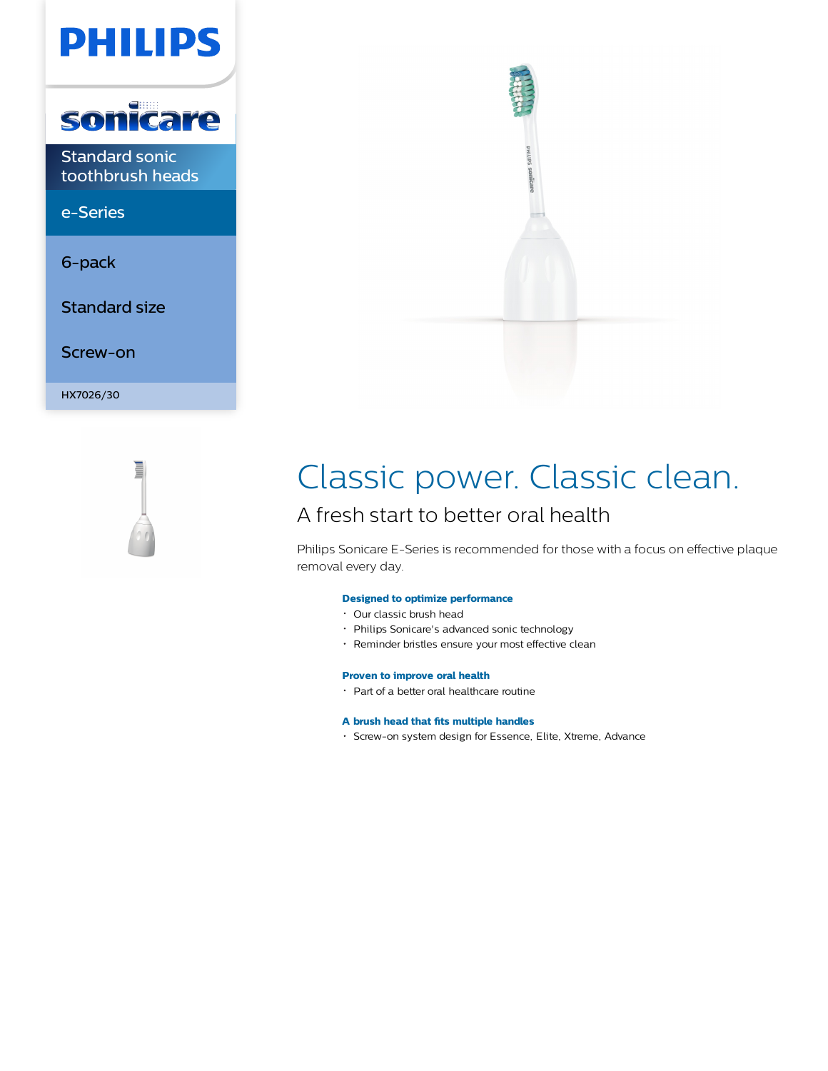PHILIPS

sonicare

Standard sonic toothbrush heads

e-Series

6-pack

Standard size

Screw-on

HX7026/30

# Classic power. Classic clean.

## A fresh start to better oral health

Philips Sonicare E-Series is recommended for those with a focus on effective plaque removal every day.

**Designed to optimize performance**

- Our classic brush head
- Philips Sonicare's advanced sonic technology
- Reminder bristles ensure your most effective clean

**Proven to improve oral health**

- Part of a better oral healthcare routine

**A brush head that fits multiple handles**

- Screw-on system design for Essence, Elite, Xtreme, Advance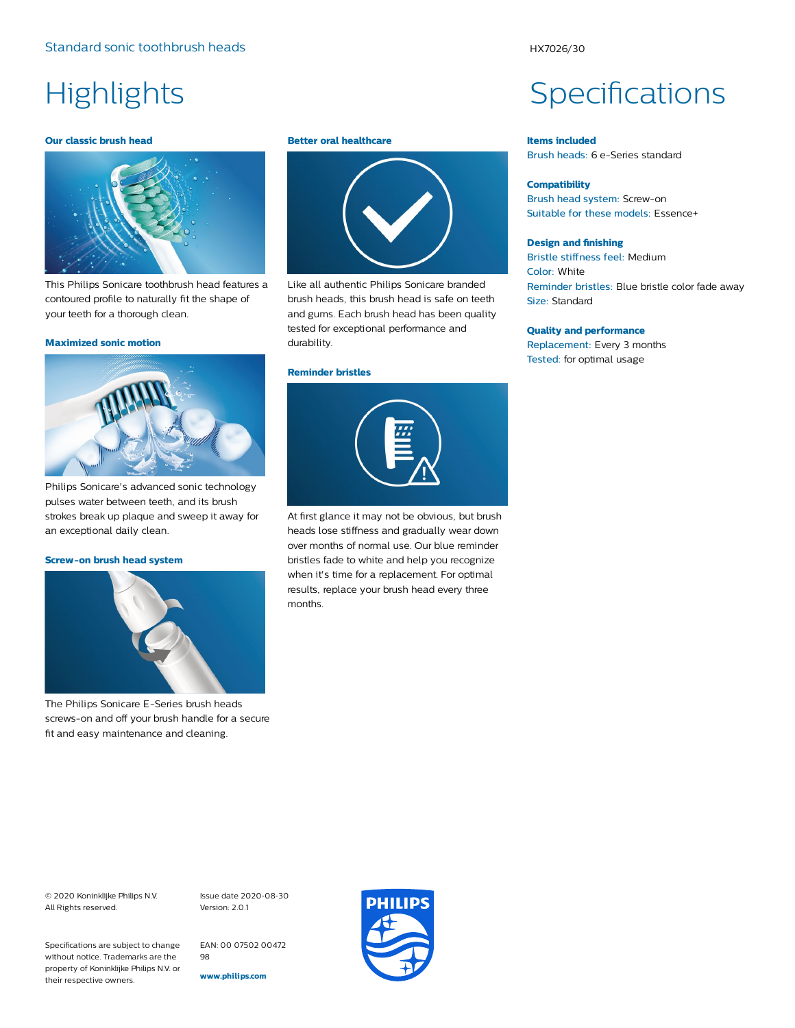Standard sonic toothbrush heads

HX7026/30

# Highlights

### Our classic brush head

This Philips Sonicare toothbrush head features a contoured profile to naturally fit the shape of your teeth for a thorough clean.

### Maximized sonic motion

Philips Sonicare's advanced sonic technology pulses water between teeth, and its brush strokes break up plaque and sweep it away for an exceptional daily clean.

### Screw-on brush head system

The Philips Sonicare E-Series brush heads screws-on and off your brush handle for a secure fit and easy maintenance and cleaning.

### Better oral healthcare

Like all authentic Philips Sonicare branded brush heads, this brush head is safe on teeth and gums. Each brush head has been quality tested for exceptional performance and durability.

### Reminder bristles

At first glance it may not be obvious, but brush heads lose stiffness and gradually wear down over months of normal use. Our blue reminder bristles fade to white and help you recognize when it's time for a replacement. For optimal results, replace your brush head every three months.

# Specifications

### Items included

- Brush heads: 6 e-Series standard

### Compatibility

- Brush head system: Screw-on
- Suitable for these models: Essence+

### Design and finishing

- Bristle stiffness feel: Medium
- Color: White
- Reminder bristles: Blue bristle color fade away
- Size: Standard

### Quality and performance

- Replacement: Every 3 months
- Tested: for optimal usage

© 2020 Koninklijke Philips N.V.
All Rights reserved.

Specifications are subject to change without notice. Trademarks are the property of Koninklijke Philips N.V. or their respective owners.

Issue date 2020-08-30
Version: 2.0.1

EAN: 00 07502 00472 98

www.philips.com